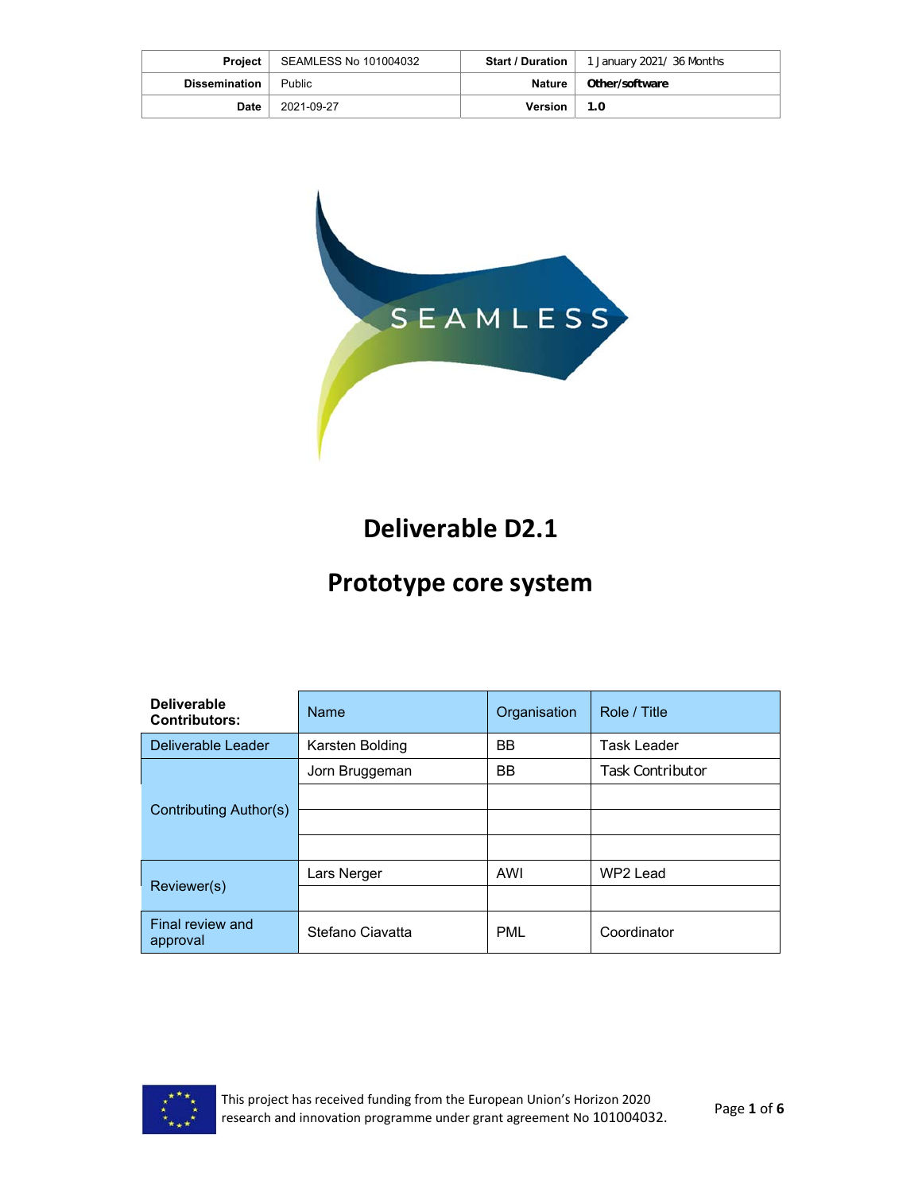| Project | SEAMLESS No 101004032 | Start / Duration | 1 January 2021/ 36 Months |
| --- | --- | --- | --- |
| Dissemination | Public | Nature | Other/software |
| Date | 2021-09-27 | Version | 1.0 |

SEAMLESS

# Deliverable D2.1

# Prototype core system

| Deliverable Contributors: | Name | Organisation | Role / Title |
| --- | --- | --- | --- |
| Deliverable Leader | Karsten Bolding | BB | Task Leader |
| Contributing Author(s) | Jorn Bruggeman | BB | Task Contributor |
| | | | |
| | | | |
| | | | |
| Reviewer(s) | Lars Nerger | AWI | WP2 Lead |
| | | | |
| Final review and approval | Stefano Ciavatta | PML | Coordinator |

This project has received funding from the European Union's Horizon 2020 research and innovation programme under grant agreement No 101004032.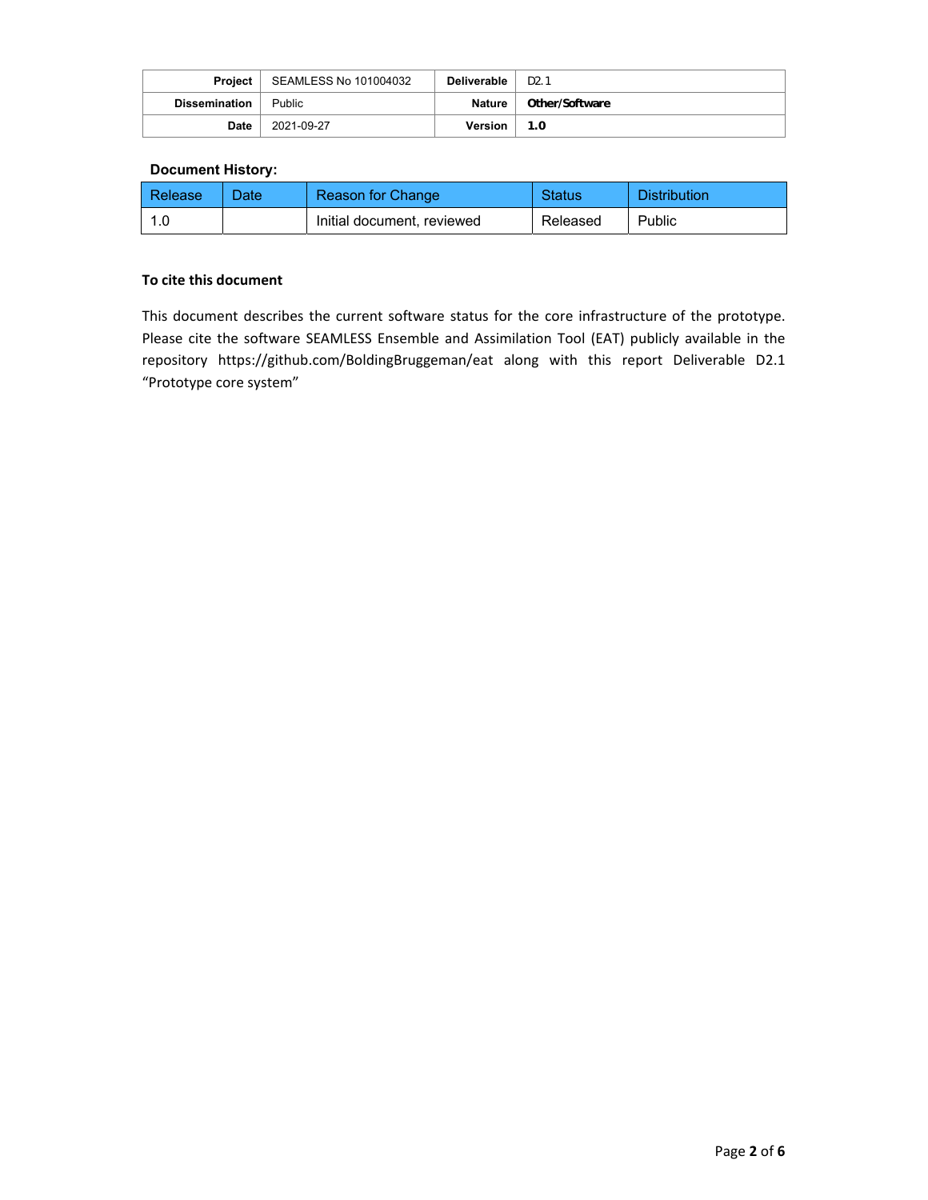| **Project** | SEAMLESS No 101004032 | **Deliverable** | D2.1 |
| --- | --- | --- | --- |
| **Dissemination** | Public | **Nature** | **Other/Software** |
| **Date** | 2021-09-27 | **Version** | **1.0** |

**Document History:**

| Release | Date | Reason for Change | Status | Distribution |
| --- | --- | --- | --- | --- |
| 1.0 | | Initial document, reviewed | Released | Public |

**To cite this document**

This document describes the current software status for the core infrastructure of the prototype. Please cite the software SEAMLESS Ensemble and Assimilation Tool (EAT) publicly available in the repository https://github.com/BoldingBruggeman/eat along with this report Deliverable D2.1 "Prototype core system"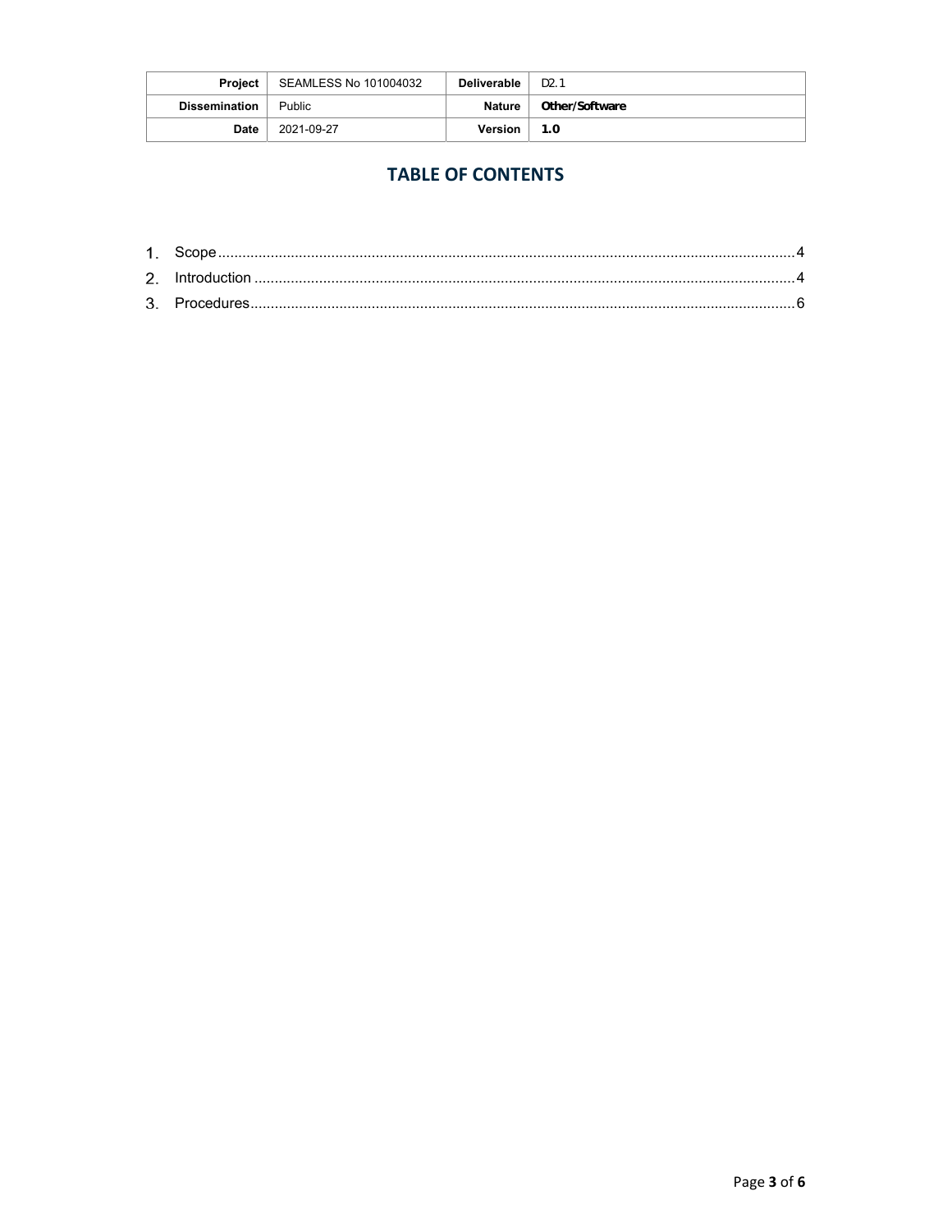| Project | SEAMLESS No 101004032 | Deliverable | D2.1 |
| --- | --- | --- | --- |
| Dissemination | Public | Nature | **Other/Software** |
| Date | 2021-09-27 | Version | **1.0** |

## TABLE OF CONTENTS

1. Scope ........................................................................ 4
2. Introduction ................................................................ 4
3. Procedures .................................................................. 6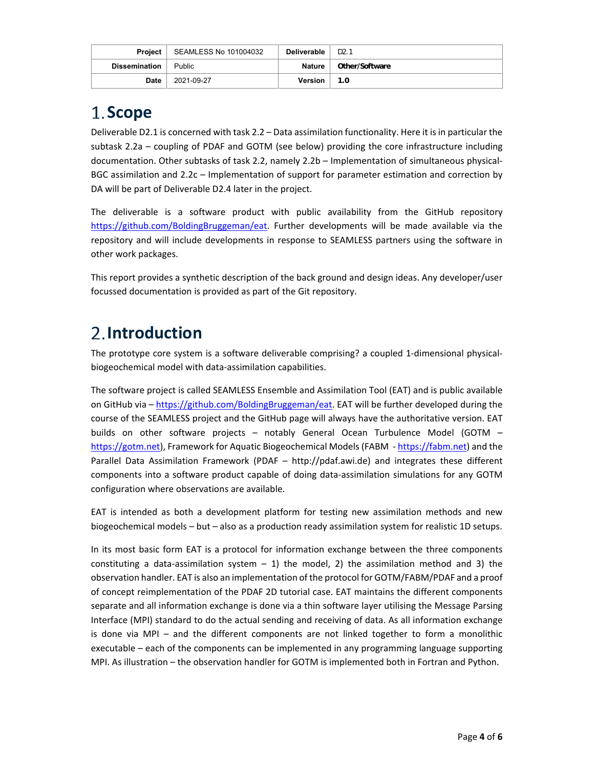| Project | SEAMLESS No 101004032 | Deliverable | D2.1 |
| --- | --- | --- | --- |
| Dissemination | Public | Nature | Other/Software |
| Date | 2021-09-27 | Version | 1.0 |

# 1. Scope

Deliverable D2.1 is concerned with task 2.2 – Data assimilation functionality. Here it is in particular the subtask 2.2a – coupling of PDAF and GOTM (see below) providing the core infrastructure including documentation. Other subtasks of task 2.2, namely 2.2b – Implementation of simultaneous physical-BGC assimilation and 2.2c – Implementation of support for parameter estimation and correction by DA will be part of Deliverable D2.4 later in the project.

The deliverable is a software product with public availability from the GitHub repository https://github.com/BoldingBruggeman/eat. Further developments will be made available via the repository and will include developments in response to SEAMLESS partners using the software in other work packages.

This report provides a synthetic description of the back ground and design ideas. Any developer/user focussed documentation is provided as part of the Git repository.

# 2. Introduction

The prototype core system is a software deliverable comprising? a coupled 1-dimensional physical-biogeochemical model with data-assimilation capabilities.

The software project is called SEAMLESS Ensemble and Assimilation Tool (EAT) and is public available on GitHub via – https://github.com/BoldingBruggeman/eat. EAT will be further developed during the course of the SEAMLESS project and the GitHub page will always have the authoritative version. EAT builds on other software projects – notably General Ocean Turbulence Model (GOTM – https://gotm.net), Framework for Aquatic Biogeochemical Models (FABM - https://fabm.net) and the Parallel Data Assimilation Framework (PDAF – http://pdaf.awi.de) and integrates these different components into a software product capable of doing data-assimilation simulations for any GOTM configuration where observations are available.

EAT is intended as both a development platform for testing new assimilation methods and new biogeochemical models – but – also as a production ready assimilation system for realistic 1D setups.

In its most basic form EAT is a protocol for information exchange between the three components constituting a data-assimilation system – 1) the model, 2) the assimilation method and 3) the observation handler. EAT is also an implementation of the protocol for GOTM/FABM/PDAF and a proof of concept reimplementation of the PDAF 2D tutorial case. EAT maintains the different components separate and all information exchange is done via a thin software layer utilising the Message Parsing Interface (MPI) standard to do the actual sending and receiving of data. As all information exchange is done via MPI – and the different components are not linked together to form a monolithic executable – each of the components can be implemented in any programming language supporting MPI. As illustration – the observation handler for GOTM is implemented both in Fortran and Python.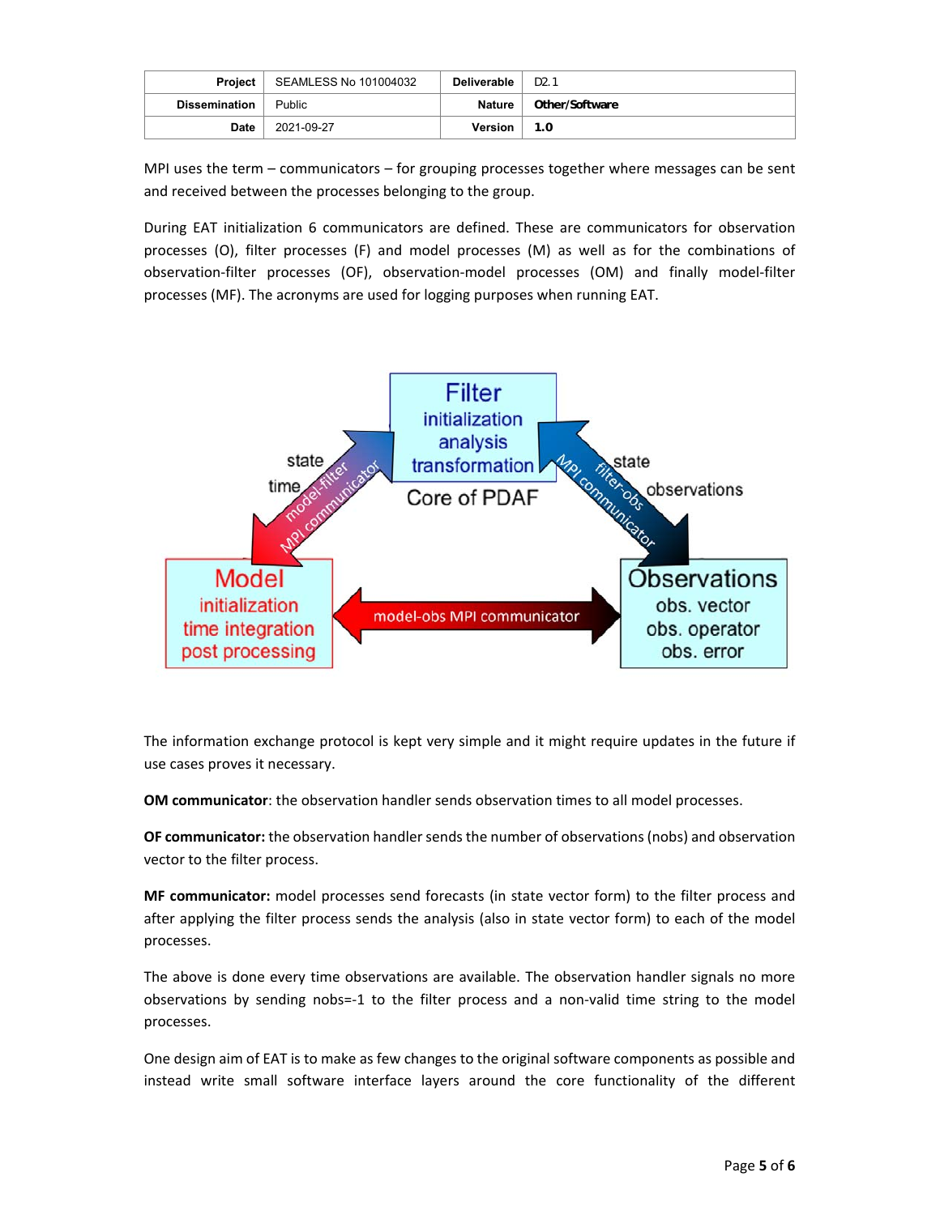MPI uses the term – communicators – for grouping processes together where messages can be sent and received between the processes belonging to the group.

During EAT initialization 6 communicators are defined. These are communicators for observation processes (O), filter processes (F) and model processes (M) as well as for the combinations of observation-filter processes (OF), observation-model processes (OM) and finally model-filter processes (MF). The acronyms are used for logging purposes when running EAT.

The information exchange protocol is kept very simple and it might require updates in the future if use cases proves it necessary.

**OM communicator**: the observation handler sends observation times to all model processes.

**OF communicator:** the observation handler sends the number of observations (nobs) and observation vector to the filter process.

**MF communicator:** model processes send forecasts (in state vector form) to the filter process and after applying the filter process sends the analysis (also in state vector form) to each of the model processes.

The above is done every time observations are available. The observation handler signals no more observations by sending nobs=-1 to the filter process and a non-valid time string to the model processes.

One design aim of EAT is to make as few changes to the original software components as possible and instead write small software interface layers around the core functionality of the different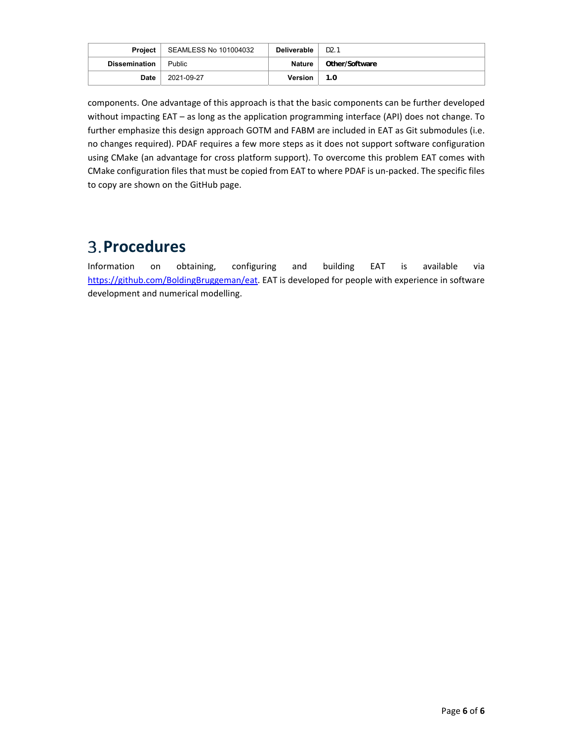components. One advantage of this approach is that the basic components can be further developed without impacting EAT – as long as the application programming interface (API) does not change. To further emphasize this design approach GOTM and FABM are included in EAT as Git submodules (i.e. no changes required). PDAF requires a few more steps as it does not support software configuration using CMake (an advantage for cross platform support). To overcome this problem EAT comes with CMake configuration files that must be copied from EAT to where PDAF is un-packed. The specific files to copy are shown on the GitHub page.

# 3. Procedures

Information on obtaining, configuring and building EAT is available via https://github.com/BoldingBruggeman/eat. EAT is developed for people with experience in software development and numerical modelling.